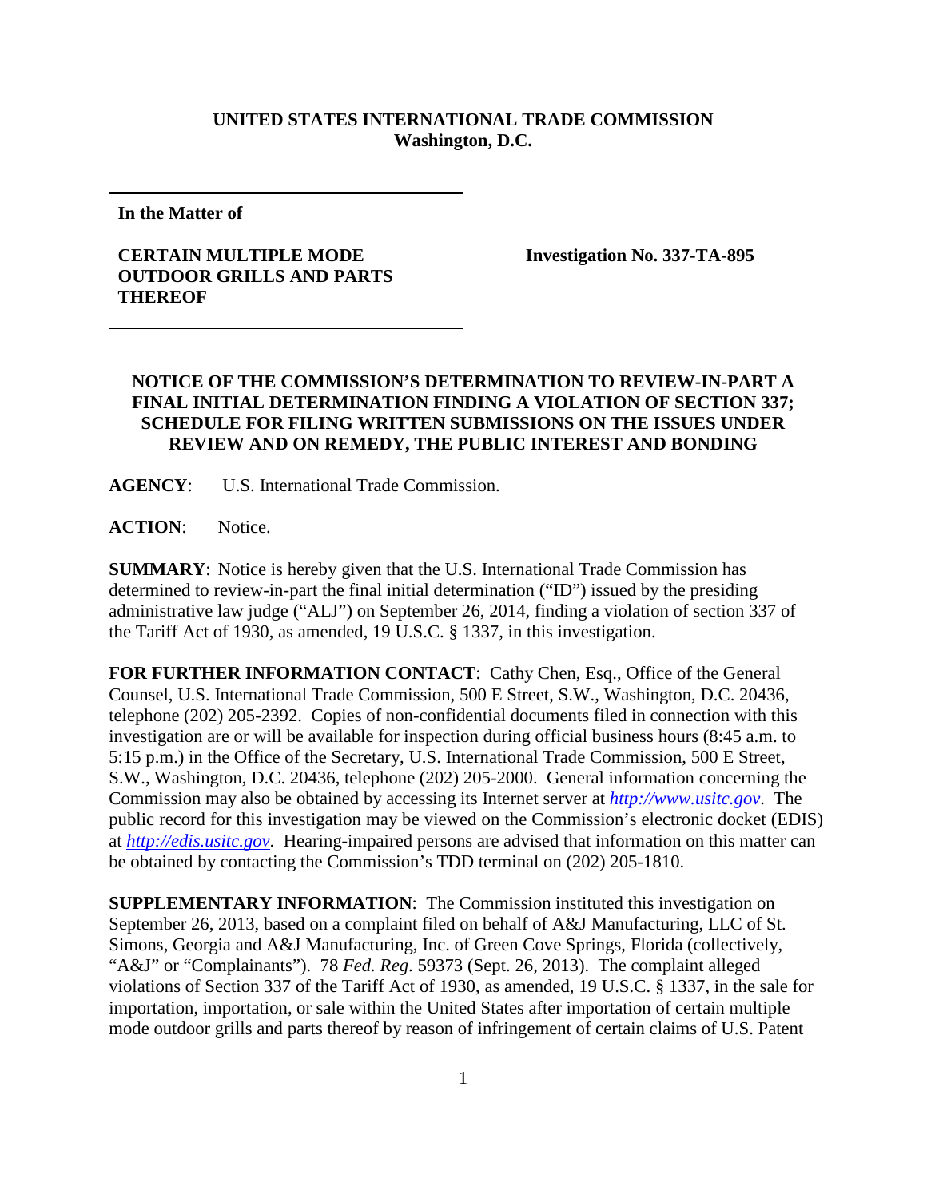**UNITED STATES INTERNATIONAL TRADE COMMISSION**
**Washington, D.C.**

**In the Matter of**

**CERTAIN MULTIPLE MODE OUTDOOR GRILLS AND PARTS THEREOF**

**Investigation No. 337-TA-895**

**NOTICE OF THE COMMISSION'S DETERMINATION TO REVIEW-IN-PART A FINAL INITIAL DETERMINATION FINDING A VIOLATION OF SECTION 337; SCHEDULE FOR FILING WRITTEN SUBMISSIONS ON THE ISSUES UNDER REVIEW AND ON REMEDY, THE PUBLIC INTEREST AND BONDING**

**AGENCY**: U.S. International Trade Commission.

**ACTION**: Notice.

**SUMMARY**: Notice is hereby given that the U.S. International Trade Commission has determined to review-in-part the final initial determination ("ID") issued by the presiding administrative law judge ("ALJ") on September 26, 2014, finding a violation of section 337 of the Tariff Act of 1930, as amended, 19 U.S.C. § 1337, in this investigation.

**FOR FURTHER INFORMATION CONTACT**: Cathy Chen, Esq., Office of the General Counsel, U.S. International Trade Commission, 500 E Street, S.W., Washington, D.C. 20436, telephone (202) 205-2392. Copies of non-confidential documents filed in connection with this investigation are or will be available for inspection during official business hours (8:45 a.m. to 5:15 p.m.) in the Office of the Secretary, U.S. International Trade Commission, 500 E Street, S.W., Washington, D.C. 20436, telephone (202) 205-2000. General information concerning the Commission may also be obtained by accessing its Internet server at *http://www.usitc.gov*. The public record for this investigation may be viewed on the Commission's electronic docket (EDIS) at *http://edis.usitc.gov*. Hearing-impaired persons are advised that information on this matter can be obtained by contacting the Commission's TDD terminal on (202) 205-1810.

**SUPPLEMENTARY INFORMATION**: The Commission instituted this investigation on September 26, 2013, based on a complaint filed on behalf of A&J Manufacturing, LLC of St. Simons, Georgia and A&J Manufacturing, Inc. of Green Cove Springs, Florida (collectively, "A&J" or "Complainants"). 78 *Fed. Reg*. 59373 (Sept. 26, 2013). The complaint alleged violations of Section 337 of the Tariff Act of 1930, as amended, 19 U.S.C. § 1337, in the sale for importation, importation, or sale within the United States after importation of certain multiple mode outdoor grills and parts thereof by reason of infringement of certain claims of U.S. Patent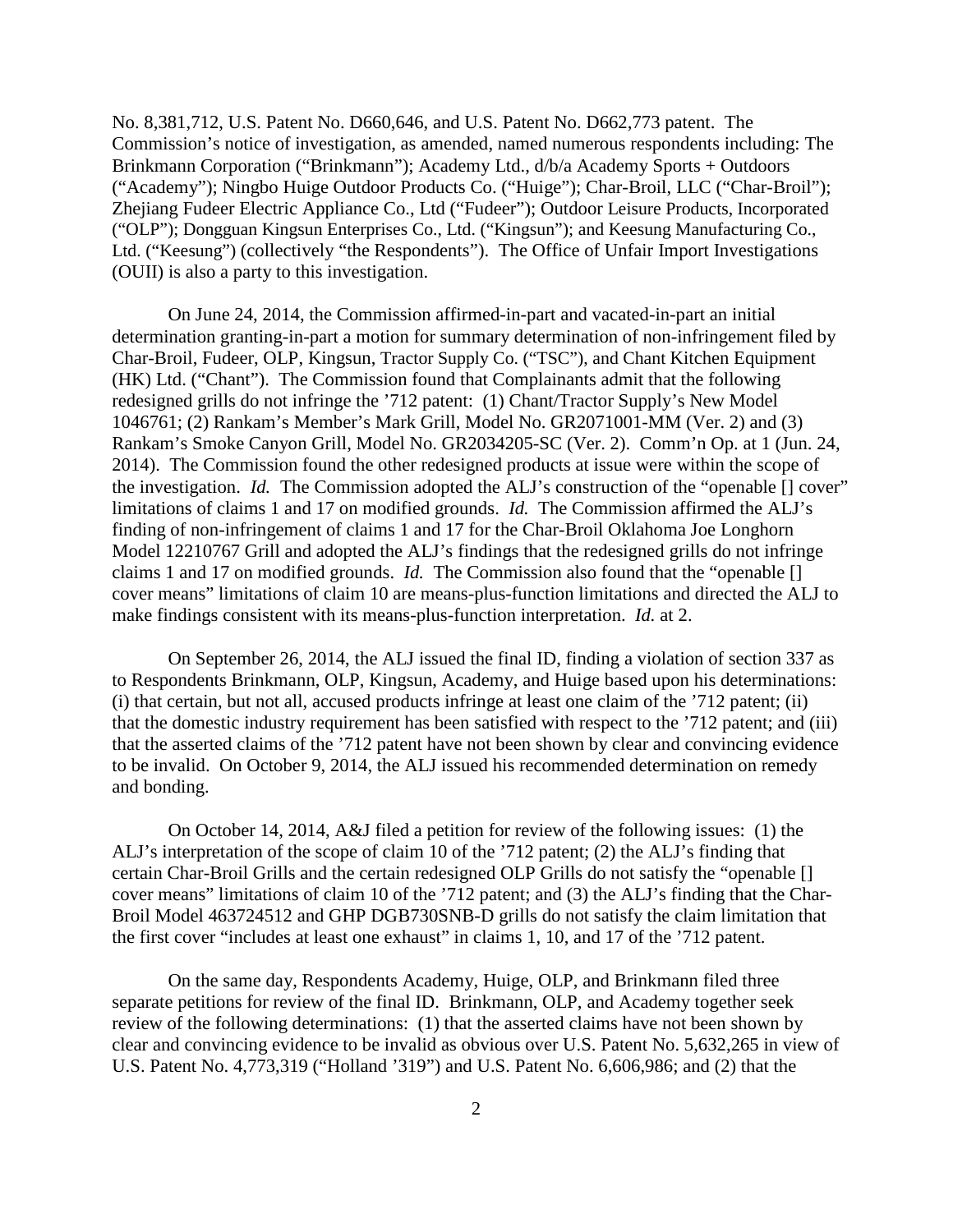No. 8,381,712, U.S. Patent No. D660,646, and U.S. Patent No. D662,773 patent. The Commission's notice of investigation, as amended, named numerous respondents including: The Brinkmann Corporation ("Brinkmann"); Academy Ltd., d/b/a Academy Sports + Outdoors ("Academy"); Ningbo Huige Outdoor Products Co. ("Huige"); Char-Broil, LLC ("Char-Broil"); Zhejiang Fudeer Electric Appliance Co., Ltd ("Fudeer"); Outdoor Leisure Products, Incorporated ("OLP"); Dongguan Kingsun Enterprises Co., Ltd. ("Kingsun"); and Keesung Manufacturing Co., Ltd. ("Keesung") (collectively "the Respondents"). The Office of Unfair Import Investigations (OUII) is also a party to this investigation.

On June 24, 2014, the Commission affirmed-in-part and vacated-in-part an initial determination granting-in-part a motion for summary determination of non-infringement filed by Char-Broil, Fudeer, OLP, Kingsun, Tractor Supply Co. ("TSC"), and Chant Kitchen Equipment (HK) Ltd. ("Chant"). The Commission found that Complainants admit that the following redesigned grills do not infringe the '712 patent: (1) Chant/Tractor Supply's New Model 1046761; (2) Rankam's Member's Mark Grill, Model No. GR2071001-MM (Ver. 2) and (3) Rankam's Smoke Canyon Grill, Model No. GR2034205-SC (Ver. 2). Comm'n Op. at 1 (Jun. 24, 2014). The Commission found the other redesigned products at issue were within the scope of the investigation. *Id.* The Commission adopted the ALJ's construction of the "openable [] cover" limitations of claims 1 and 17 on modified grounds. *Id.* The Commission affirmed the ALJ's finding of non-infringement of claims 1 and 17 for the Char-Broil Oklahoma Joe Longhorn Model 12210767 Grill and adopted the ALJ's findings that the redesigned grills do not infringe claims 1 and 17 on modified grounds. *Id.* The Commission also found that the "openable [] cover means" limitations of claim 10 are means-plus-function limitations and directed the ALJ to make findings consistent with its means-plus-function interpretation. *Id.* at 2.

On September 26, 2014, the ALJ issued the final ID, finding a violation of section 337 as to Respondents Brinkmann, OLP, Kingsun, Academy, and Huige based upon his determinations: (i) that certain, but not all, accused products infringe at least one claim of the '712 patent; (ii) that the domestic industry requirement has been satisfied with respect to the '712 patent; and (iii) that the asserted claims of the '712 patent have not been shown by clear and convincing evidence to be invalid. On October 9, 2014, the ALJ issued his recommended determination on remedy and bonding.

On October 14, 2014, A&J filed a petition for review of the following issues: (1) the ALJ's interpretation of the scope of claim 10 of the '712 patent; (2) the ALJ's finding that certain Char-Broil Grills and the certain redesigned OLP Grills do not satisfy the "openable [] cover means" limitations of claim 10 of the '712 patent; and (3) the ALJ's finding that the Char-Broil Model 463724512 and GHP DGB730SNB-D grills do not satisfy the claim limitation that the first cover "includes at least one exhaust" in claims 1, 10, and 17 of the '712 patent.

On the same day, Respondents Academy, Huige, OLP, and Brinkmann filed three separate petitions for review of the final ID. Brinkmann, OLP, and Academy together seek review of the following determinations: (1) that the asserted claims have not been shown by clear and convincing evidence to be invalid as obvious over U.S. Patent No. 5,632,265 in view of U.S. Patent No. 4,773,319 ("Holland '319") and U.S. Patent No. 6,606,986; and (2) that the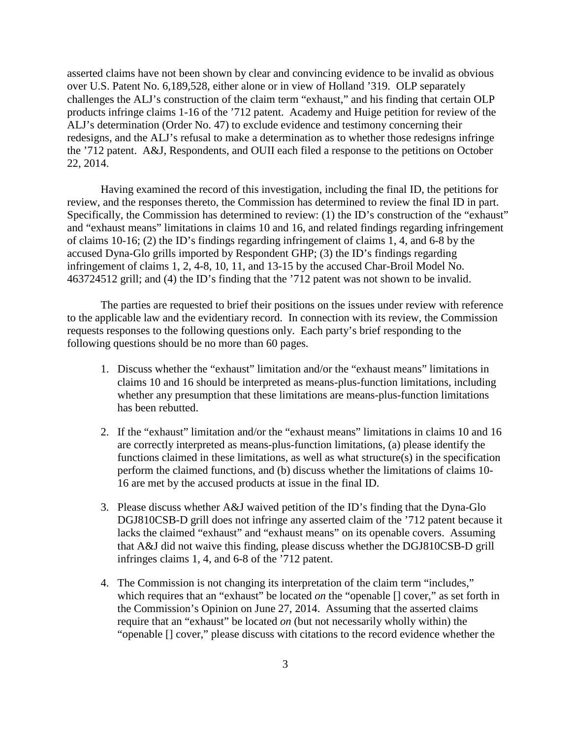asserted claims have not been shown by clear and convincing evidence to be invalid as obvious over U.S. Patent No. 6,189,528, either alone or in view of Holland '319. OLP separately challenges the ALJ's construction of the claim term "exhaust," and his finding that certain OLP products infringe claims 1-16 of the '712 patent. Academy and Huige petition for review of the ALJ's determination (Order No. 47) to exclude evidence and testimony concerning their redesigns, and the ALJ's refusal to make a determination as to whether those redesigns infringe the '712 patent. A&J, Respondents, and OUII each filed a response to the petitions on October 22, 2014.

Having examined the record of this investigation, including the final ID, the petitions for review, and the responses thereto, the Commission has determined to review the final ID in part. Specifically, the Commission has determined to review: (1) the ID's construction of the "exhaust" and "exhaust means" limitations in claims 10 and 16, and related findings regarding infringement of claims 10-16; (2) the ID's findings regarding infringement of claims 1, 4, and 6-8 by the accused Dyna-Glo grills imported by Respondent GHP; (3) the ID's findings regarding infringement of claims 1, 2, 4-8, 10, 11, and 13-15 by the accused Char-Broil Model No. 463724512 grill; and (4) the ID's finding that the '712 patent was not shown to be invalid.

The parties are requested to brief their positions on the issues under review with reference to the applicable law and the evidentiary record. In connection with its review, the Commission requests responses to the following questions only. Each party's brief responding to the following questions should be no more than 60 pages.

1. Discuss whether the "exhaust" limitation and/or the "exhaust means" limitations in claims 10 and 16 should be interpreted as means-plus-function limitations, including whether any presumption that these limitations are means-plus-function limitations has been rebutted.

2. If the "exhaust" limitation and/or the "exhaust means" limitations in claims 10 and 16 are correctly interpreted as means-plus-function limitations, (a) please identify the functions claimed in these limitations, as well as what structure(s) in the specification perform the claimed functions, and (b) discuss whether the limitations of claims 10-16 are met by the accused products at issue in the final ID.

3. Please discuss whether A&J waived petition of the ID's finding that the Dyna-Glo DGJ810CSB-D grill does not infringe any asserted claim of the '712 patent because it lacks the claimed "exhaust" and "exhaust means" on its openable covers. Assuming that A&J did not waive this finding, please discuss whether the DGJ810CSB-D grill infringes claims 1, 4, and 6-8 of the '712 patent.

4. The Commission is not changing its interpretation of the claim term "includes," which requires that an "exhaust" be located *on* the "openable [] cover," as set forth in the Commission's Opinion on June 27, 2014. Assuming that the asserted claims require that an "exhaust" be located *on* (but not necessarily wholly within) the "openable [] cover," please discuss with citations to the record evidence whether the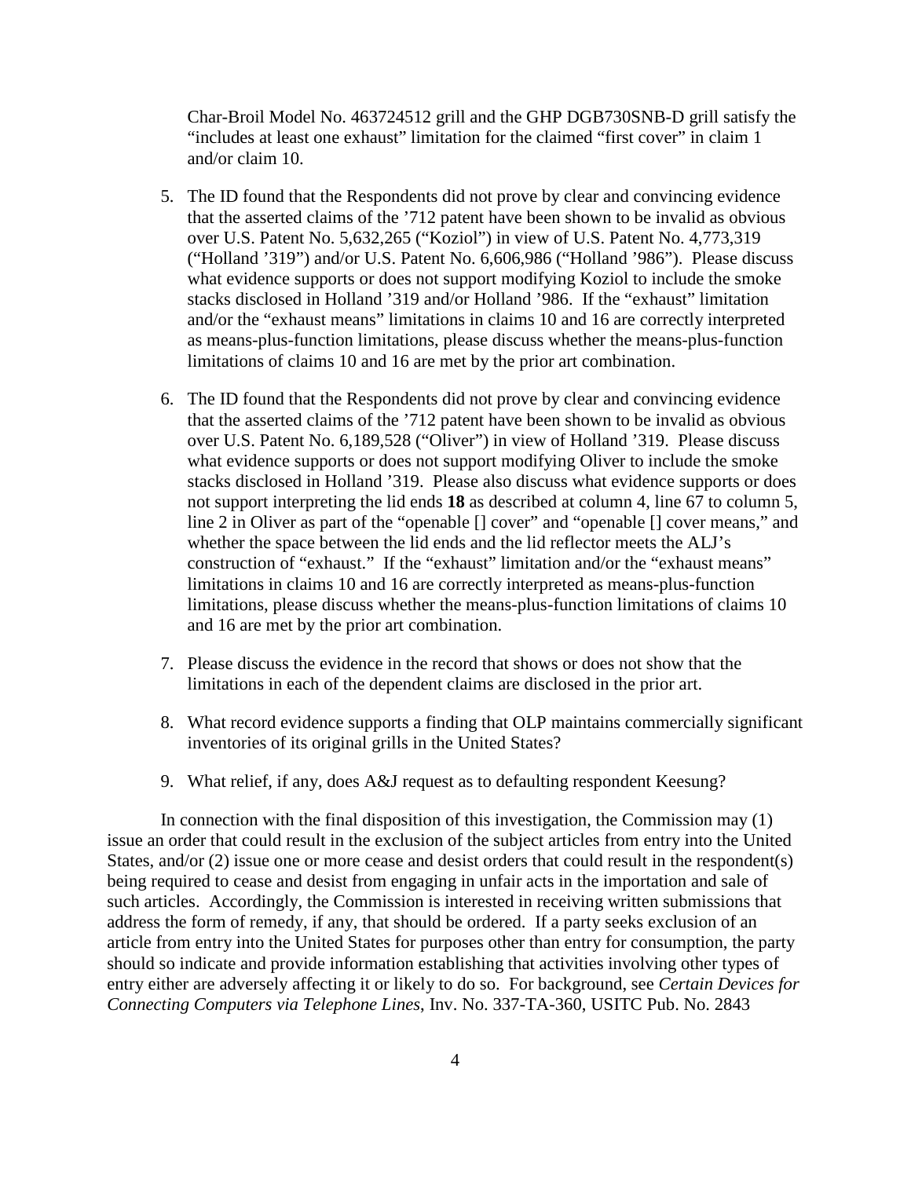Char-Broil Model No. 463724512 grill and the GHP DGB730SNB-D grill satisfy the "includes at least one exhaust" limitation for the claimed "first cover" in claim 1 and/or claim 10.

5. The ID found that the Respondents did not prove by clear and convincing evidence that the asserted claims of the '712 patent have been shown to be invalid as obvious over U.S. Patent No. 5,632,265 ("Koziol") in view of U.S. Patent No. 4,773,319 ("Holland '319") and/or U.S. Patent No. 6,606,986 ("Holland '986"). Please discuss what evidence supports or does not support modifying Koziol to include the smoke stacks disclosed in Holland '319 and/or Holland '986. If the "exhaust" limitation and/or the "exhaust means" limitations in claims 10 and 16 are correctly interpreted as means-plus-function limitations, please discuss whether the means-plus-function limitations of claims 10 and 16 are met by the prior art combination.

6. The ID found that the Respondents did not prove by clear and convincing evidence that the asserted claims of the '712 patent have been shown to be invalid as obvious over U.S. Patent No. 6,189,528 ("Oliver") in view of Holland '319. Please discuss what evidence supports or does not support modifying Oliver to include the smoke stacks disclosed in Holland '319. Please also discuss what evidence supports or does not support interpreting the lid ends **18** as described at column 4, line 67 to column 5, line 2 in Oliver as part of the "openable [] cover" and "openable [] cover means," and whether the space between the lid ends and the lid reflector meets the ALJ's construction of "exhaust." If the "exhaust" limitation and/or the "exhaust means" limitations in claims 10 and 16 are correctly interpreted as means-plus-function limitations, please discuss whether the means-plus-function limitations of claims 10 and 16 are met by the prior art combination.

7. Please discuss the evidence in the record that shows or does not show that the limitations in each of the dependent claims are disclosed in the prior art.

8. What record evidence supports a finding that OLP maintains commercially significant inventories of its original grills in the United States?

9. What relief, if any, does A&J request as to defaulting respondent Keesung?

In connection with the final disposition of this investigation, the Commission may (1) issue an order that could result in the exclusion of the subject articles from entry into the United States, and/or (2) issue one or more cease and desist orders that could result in the respondent(s) being required to cease and desist from engaging in unfair acts in the importation and sale of such articles. Accordingly, the Commission is interested in receiving written submissions that address the form of remedy, if any, that should be ordered. If a party seeks exclusion of an article from entry into the United States for purposes other than entry for consumption, the party should so indicate and provide information establishing that activities involving other types of entry either are adversely affecting it or likely to do so. For background, see *Certain Devices for Connecting Computers via Telephone Lines*, Inv. No. 337-TA-360, USITC Pub. No. 2843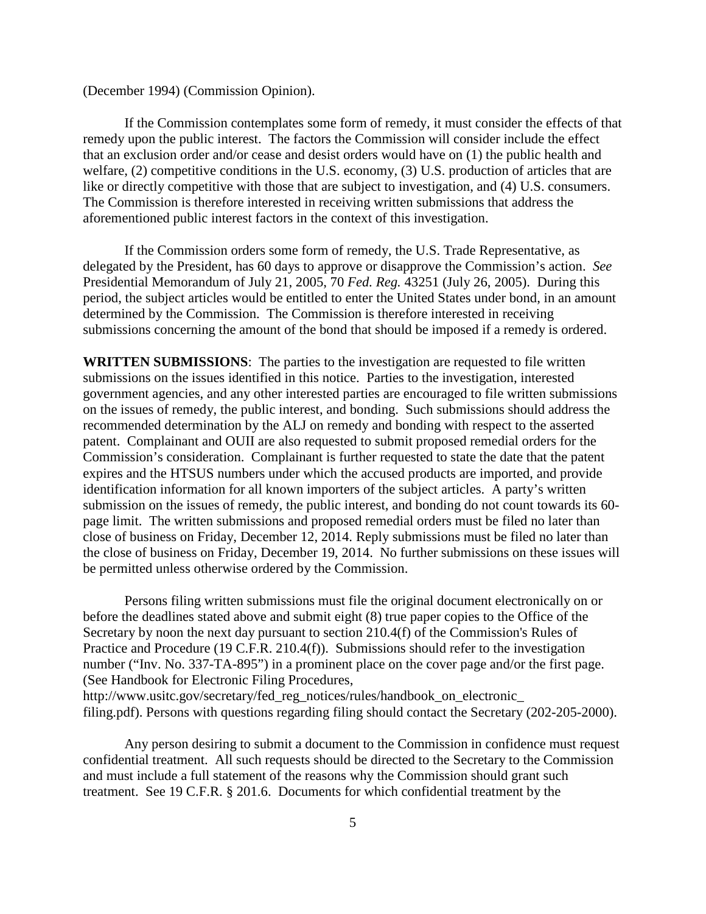(December 1994) (Commission Opinion).

If the Commission contemplates some form of remedy, it must consider the effects of that remedy upon the public interest. The factors the Commission will consider include the effect that an exclusion order and/or cease and desist orders would have on (1) the public health and welfare, (2) competitive conditions in the U.S. economy, (3) U.S. production of articles that are like or directly competitive with those that are subject to investigation, and (4) U.S. consumers. The Commission is therefore interested in receiving written submissions that address the aforementioned public interest factors in the context of this investigation.

If the Commission orders some form of remedy, the U.S. Trade Representative, as delegated by the President, has 60 days to approve or disapprove the Commission's action. *See* Presidential Memorandum of July 21, 2005, 70 *Fed. Reg.* 43251 (July 26, 2005). During this period, the subject articles would be entitled to enter the United States under bond, in an amount determined by the Commission. The Commission is therefore interested in receiving submissions concerning the amount of the bond that should be imposed if a remedy is ordered.

**WRITTEN SUBMISSIONS**: The parties to the investigation are requested to file written submissions on the issues identified in this notice. Parties to the investigation, interested government agencies, and any other interested parties are encouraged to file written submissions on the issues of remedy, the public interest, and bonding. Such submissions should address the recommended determination by the ALJ on remedy and bonding with respect to the asserted patent. Complainant and OUII are also requested to submit proposed remedial orders for the Commission's consideration. Complainant is further requested to state the date that the patent expires and the HTSUS numbers under which the accused products are imported, and provide identification information for all known importers of the subject articles. A party's written submission on the issues of remedy, the public interest, and bonding do not count towards its 60-page limit. The written submissions and proposed remedial orders must be filed no later than close of business on Friday, December 12, 2014. Reply submissions must be filed no later than the close of business on Friday, December 19, 2014. No further submissions on these issues will be permitted unless otherwise ordered by the Commission.

Persons filing written submissions must file the original document electronically on or before the deadlines stated above and submit eight (8) true paper copies to the Office of the Secretary by noon the next day pursuant to section 210.4(f) of the Commission's Rules of Practice and Procedure (19 C.F.R. 210.4(f)). Submissions should refer to the investigation number ("Inv. No. 337-TA-895") in a prominent place on the cover page and/or the first page. (See Handbook for Electronic Filing Procedures, http://www.usitc.gov/secretary/fed_reg_notices/rules/handbook_on_electronic_filing.pdf). Persons with questions regarding filing should contact the Secretary (202-205-2000).

Any person desiring to submit a document to the Commission in confidence must request confidential treatment. All such requests should be directed to the Secretary to the Commission and must include a full statement of the reasons why the Commission should grant such treatment. See 19 C.F.R. § 201.6. Documents for which confidential treatment by the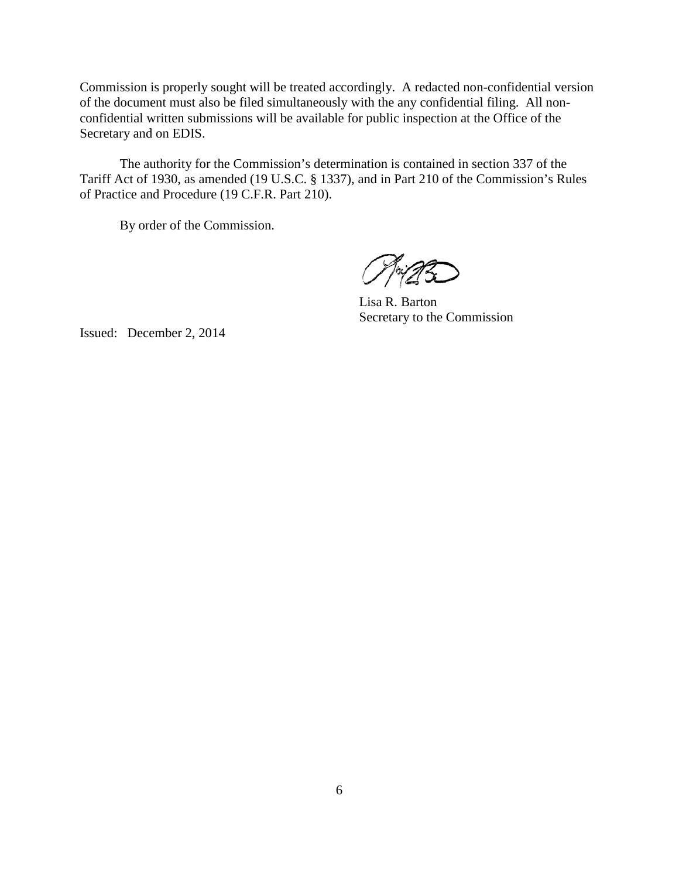Commission is properly sought will be treated accordingly. A redacted non-confidential version of the document must also be filed simultaneously with the any confidential filing. All non-confidential written submissions will be available for public inspection at the Office of the Secretary and on EDIS.

The authority for the Commission's determination is contained in section 337 of the Tariff Act of 1930, as amended (19 U.S.C. § 1337), and in Part 210 of the Commission's Rules of Practice and Procedure (19 C.F.R. Part 210).

By order of the Commission.

Lisa R. Barton
Secretary to the Commission

Issued: December 2, 2014